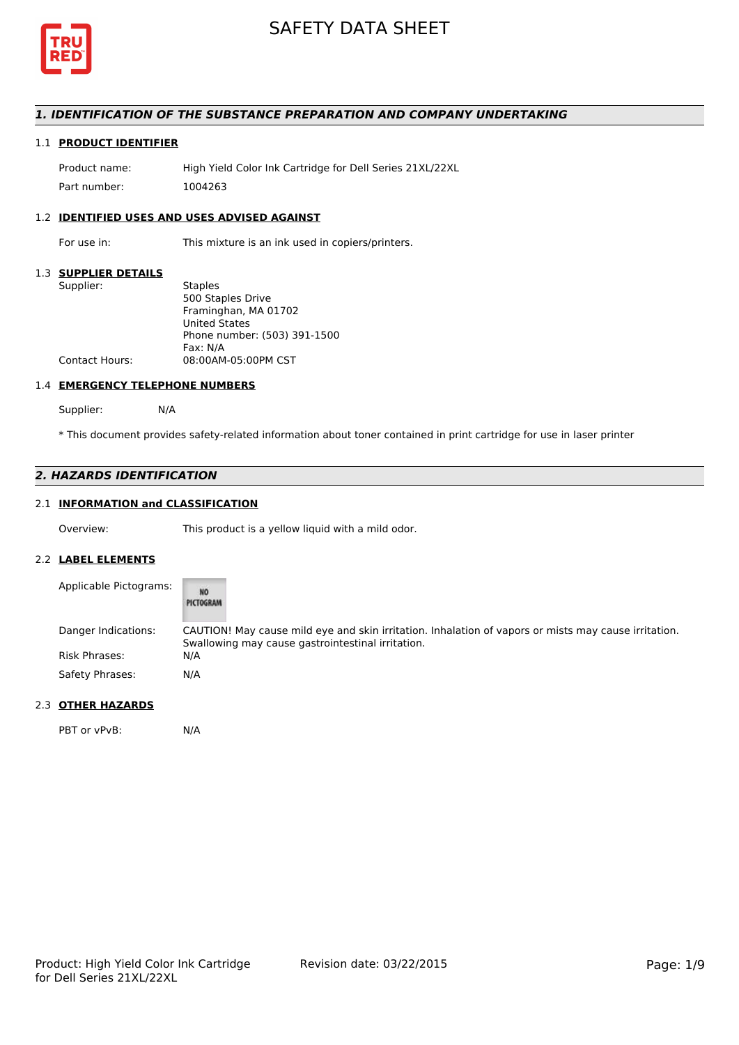# SAFETY DATA SHEET

## 1. IDENTIFICATION OF THE SUBSTANCE PREPARATION AND COMPANY UNDERTAKING

### 1.1 PRODUCT IDENTIFIER

| | |
|---|---|
| Product name: | High Yield Color Ink Cartridge for Dell Series 21XL/22XL |
| Part number: | 1004263 |

### 1.2 IDENTIFIED USES AND USES ADVISED AGAINST

| | |
|---|---|
| For use in: | This mixture is an ink used in copiers/printers. |

### 1.3 SUPPLIER DETAILS

| | |
|---|---|
| Supplier: | Staples<br>500 Staples Drive<br>Framinghan, MA 01702<br>United States<br>Phone number: (503) 391-1500<br>Fax: N/A |
| Contact Hours: | 08:00AM-05:00PM CST |

### 1.4 EMERGENCY TELEPHONE NUMBERS

Supplier: N/A

* This document provides safety-related information about toner contained in print cartridge for use in laser printer

## 2. HAZARDS IDENTIFICATION

### 2.1 INFORMATION and CLASSIFICATION

| | |
|---|---|
| Overview: | This product is a yellow liquid with a mild odor. |

### 2.2 LABEL ELEMENTS

| | |
|---|---|
| Applicable Pictograms: | NO PICTOGRAM |
| Danger Indications: | CAUTION! May cause mild eye and skin irritation. Inhalation of vapors or mists may cause irritation. Swallowing may cause gastrointestinal irritation. |
| Risk Phrases: | N/A |
| Safety Phrases: | N/A |

### 2.3 OTHER HAZARDS

| | |
|---|---|
| PBT or vPvB: | N/A |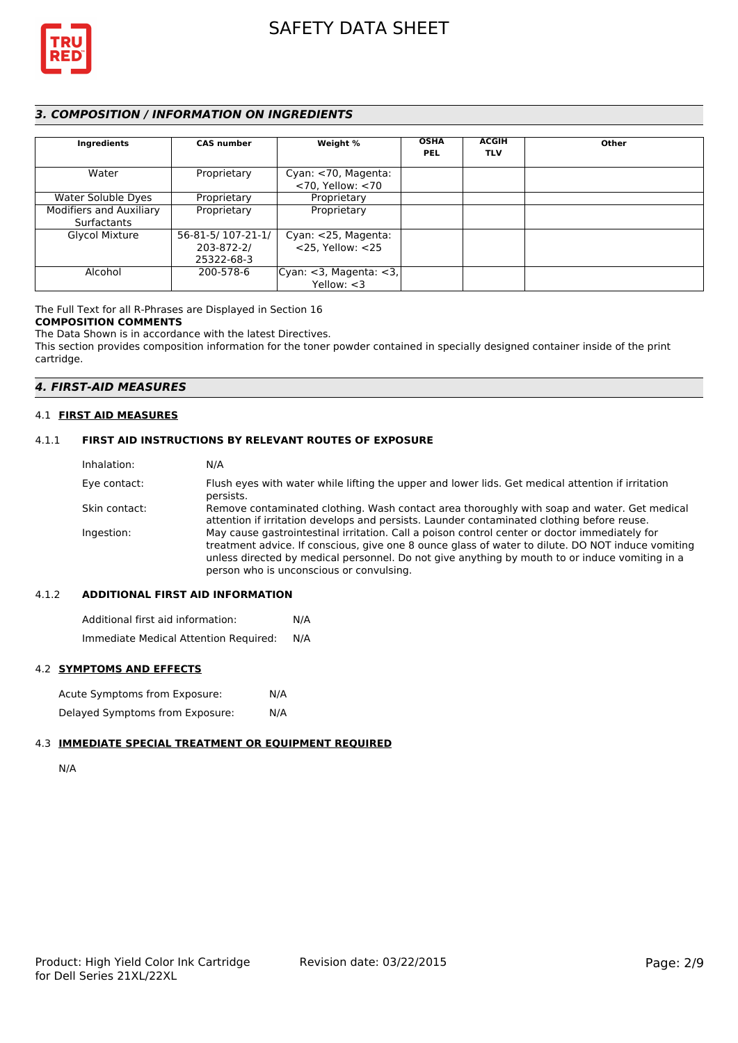## 3. COMPOSITION / INFORMATION ON INGREDIENTS

| Ingredients | CAS number | Weight % | OSHA PEL | ACGIH TLV | Other |
|---|---|---|---|---|---|
| Water | Proprietary | Cyan: <70, Magenta: <70, Yellow: <70 | | | |
| Water Soluble Dyes | Proprietary | Proprietary | | | |
| Modifiers and Auxiliary Surfactants | Proprietary | Proprietary | | | |
| Glycol Mixture | 56-81-5/ 107-21-1/ 203-872-2/ 25322-68-3 | Cyan: <25, Magenta: <25, Yellow: <25 | | | |
| Alcohol | 200-578-6 | Cyan: <3, Magenta: <3, Yellow: <3 | | | |

The Full Text for all R-Phrases are Displayed in Section 16

**COMPOSITION COMMENTS**

The Data Shown is in accordance with the latest Directives.

This section provides composition information for the toner powder contained in specially designed container inside of the print cartridge.

## 4. FIRST-AID MEASURES

### 4.1 FIRST AID MEASURES

#### 4.1.1 FIRST AID INSTRUCTIONS BY RELEVANT ROUTES OF EXPOSURE

Inhalation: N/A

Eye contact: Flush eyes with water while lifting the upper and lower lids. Get medical attention if irritation persists.

Skin contact: Remove contaminated clothing. Wash contact area thoroughly with soap and water. Get medical attention if irritation develops and persists. Launder contaminated clothing before reuse.

Ingestion: May cause gastrointestinal irritation. Call a poison control center or doctor immediately for treatment advice. If conscious, give one 8 ounce glass of water to dilute. DO NOT induce vomiting unless directed by medical personnel. Do not give anything by mouth to or induce vomiting in a person who is unconscious or convulsing.

#### 4.1.2 ADDITIONAL FIRST AID INFORMATION

Additional first aid information: N/A

Immediate Medical Attention Required: N/A

### 4.2 SYMPTOMS AND EFFECTS

Acute Symptoms from Exposure: N/A

Delayed Symptoms from Exposure: N/A

### 4.3 IMMEDIATE SPECIAL TREATMENT OR EQUIPMENT REQUIRED

N/A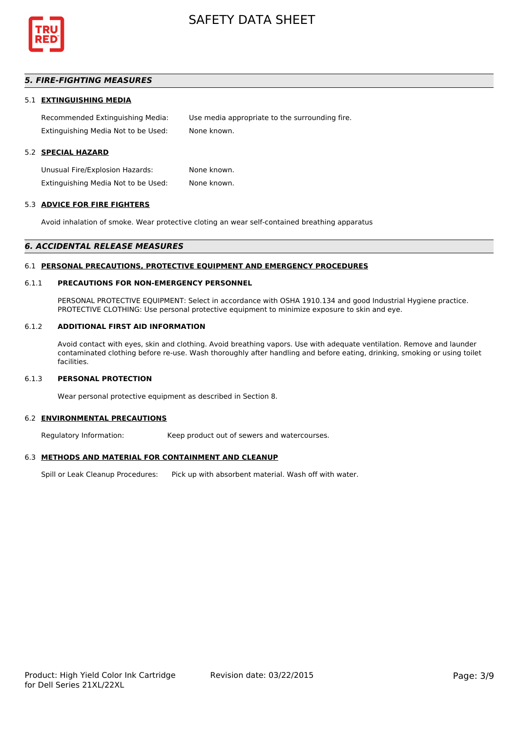## *5. FIRE-FIGHTING MEASURES*

### 5.1 EXTINGUISHING MEDIA

Recommended Extinguishing Media: Use media appropriate to the surrounding fire.

Extinguishing Media Not to be Used: None known.

### 5.2 SPECIAL HAZARD

Unusual Fire/Explosion Hazards: None known.

Extinguishing Media Not to be Used: None known.

### 5.3 ADVICE FOR FIRE FIGHTERS

Avoid inhalation of smoke. Wear protective cloting an wear self-contained breathing apparatus

## *6. ACCIDENTAL RELEASE MEASURES*

### 6.1 PERSONAL PRECAUTIONS, PROTECTIVE EQUIPMENT AND EMERGENCY PROCEDURES

#### 6.1.1 PRECAUTIONS FOR NON-EMERGENCY PERSONNEL

PERSONAL PROTECTIVE EQUIPMENT: Select in accordance with OSHA 1910.134 and good Industrial Hygiene practice. PROTECTIVE CLOTHING: Use personal protective equipment to minimize exposure to skin and eye.

#### 6.1.2 ADDITIONAL FIRST AID INFORMATION

Avoid contact with eyes, skin and clothing. Avoid breathing vapors. Use with adequate ventilation. Remove and launder contaminated clothing before re-use. Wash thoroughly after handling and before eating, drinking, smoking or using toilet facilities.

#### 6.1.3 PERSONAL PROTECTION

Wear personal protective equipment as described in Section 8.

### 6.2 ENVIRONMENTAL PRECAUTIONS

Regulatory Information: Keep product out of sewers and watercourses.

### 6.3 METHODS AND MATERIAL FOR CONTAINMENT AND CLEANUP

Spill or Leak Cleanup Procedures: Pick up with absorbent material. Wash off with water.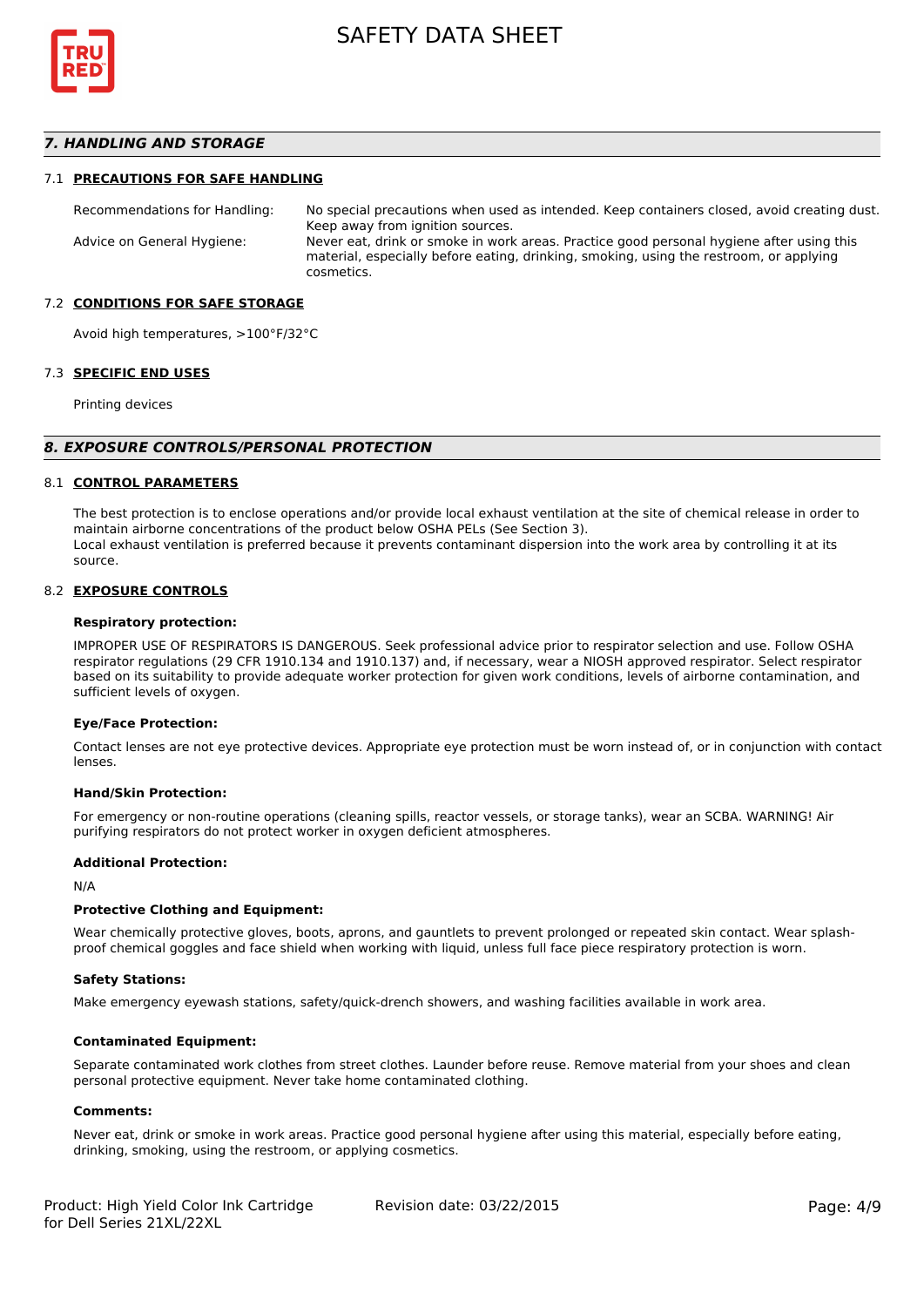## 7. HANDLING AND STORAGE

### 7.1 PRECAUTIONS FOR SAFE HANDLING

| | |
|---|---|
| Recommendations for Handling: | No special precautions when used as intended. Keep containers closed, avoid creating dust. Keep away from ignition sources. |
| Advice on General Hygiene: | Never eat, drink or smoke in work areas. Practice good personal hygiene after using this material, especially before eating, drinking, smoking, using the restroom, or applying cosmetics. |

### 7.2 CONDITIONS FOR SAFE STORAGE

Avoid high temperatures, >100°F/32°C

### 7.3 SPECIFIC END USES

Printing devices

## 8. EXPOSURE CONTROLS/PERSONAL PROTECTION

### 8.1 CONTROL PARAMETERS

The best protection is to enclose operations and/or provide local exhaust ventilation at the site of chemical release in order to maintain airborne concentrations of the product below OSHA PELs (See Section 3).
Local exhaust ventilation is preferred because it prevents contaminant dispersion into the work area by controlling it at its source.

### 8.2 EXPOSURE CONTROLS

**Respiratory protection:**

IMPROPER USE OF RESPIRATORS IS DANGEROUS. Seek professional advice prior to respirator selection and use. Follow OSHA respirator regulations (29 CFR 1910.134 and 1910.137) and, if necessary, wear a NIOSH approved respirator. Select respirator based on its suitability to provide adequate worker protection for given work conditions, levels of airborne contamination, and sufficient levels of oxygen.

**Eye/Face Protection:**

Contact lenses are not eye protective devices. Appropriate eye protection must be worn instead of, or in conjunction with contact lenses.

**Hand/Skin Protection:**

For emergency or non-routine operations (cleaning spills, reactor vessels, or storage tanks), wear an SCBA. WARNING! Air purifying respirators do not protect worker in oxygen deficient atmospheres.

**Additional Protection:**

N/A

**Protective Clothing and Equipment:**

Wear chemically protective gloves, boots, aprons, and gauntlets to prevent prolonged or repeated skin contact. Wear splash-proof chemical goggles and face shield when working with liquid, unless full face piece respiratory protection is worn.

**Safety Stations:**

Make emergency eyewash stations, safety/quick-drench showers, and washing facilities available in work area.

**Contaminated Equipment:**

Separate contaminated work clothes from street clothes. Launder before reuse. Remove material from your shoes and clean personal protective equipment. Never take home contaminated clothing.

**Comments:**

Never eat, drink or smoke in work areas. Practice good personal hygiene after using this material, especially before eating, drinking, smoking, using the restroom, or applying cosmetics.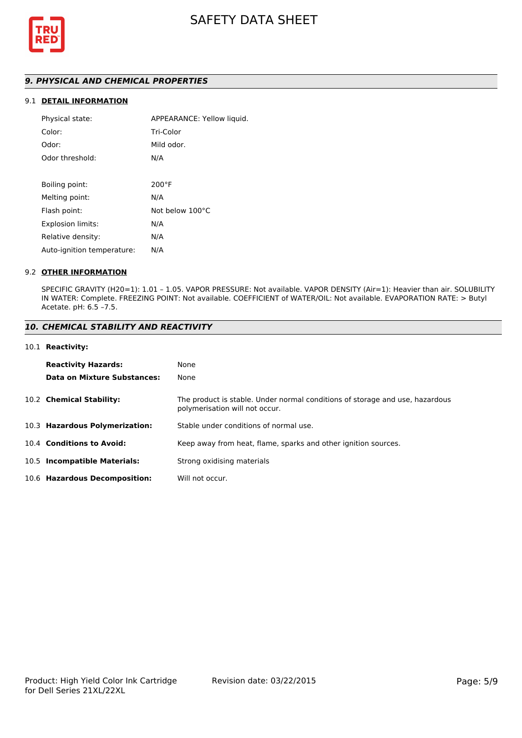## *9. PHYSICAL AND CHEMICAL PROPERTIES*

### 9.1 DETAIL INFORMATION

| | |
|---|---|
| Physical state: | APPEARANCE: Yellow liquid. |
| Color: | Tri-Color |
| Odor: | Mild odor. |
| Odor threshold: | N/A |
| Boiling point: | 200°F |
| Melting point: | N/A |
| Flash point: | Not below 100°C |
| Explosion limits: | N/A |
| Relative density: | N/A |
| Auto-ignition temperature: | N/A |

### 9.2 OTHER INFORMATION

SPECIFIC GRAVITY (H20=1): 1.01 – 1.05. VAPOR PRESSURE: Not available. VAPOR DENSITY (Air=1): Heavier than air. SOLUBILITY IN WATER: Complete. FREEZING POINT: Not available. COEFFICIENT of WATER/OIL: Not available. EVAPORATION RATE: > Butyl Acetate. pH: 6.5 –7.5.

## *10. CHEMICAL STABILITY AND REACTIVITY*

### 10.1 Reactivity:

| | |
|---|---|
| **Reactivity Hazards:** | None |
| **Data on Mixture Substances:** | None |

| | |
|---|---|
| 10.2 **Chemical Stability:** | The product is stable. Under normal conditions of storage and use, hazardous polymerisation will not occur. |
| 10.3 **Hazardous Polymerization:** | Stable under conditions of normal use. |
| 10.4 **Conditions to Avoid:** | Keep away from heat, flame, sparks and other ignition sources. |
| 10.5 **Incompatible Materials:** | Strong oxidising materials |
| 10.6 **Hazardous Decomposition:** | Will not occur. |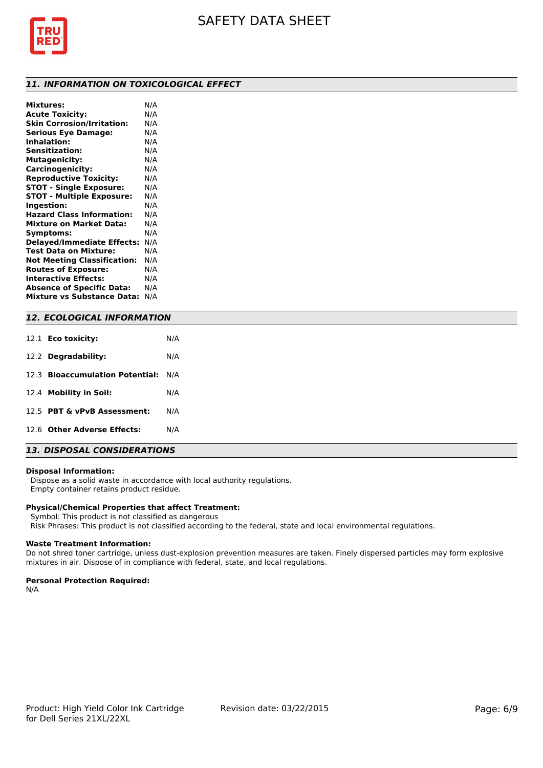## *11. INFORMATION ON TOXICOLOGICAL EFFECT*

**Mixtures:** N/A
**Acute Toxicity:** N/A
**Skin Corrosion/Irritation:** N/A
**Serious Eye Damage:** N/A
**Inhalation:** N/A
**Sensitization:** N/A
**Mutagenicity:** N/A
**Carcinogenicity:** N/A
**Reproductive Toxicity:** N/A
**STOT - Single Exposure:** N/A
**STOT - Multiple Exposure:** N/A
**Ingestion:** N/A
**Hazard Class Information:** N/A
**Mixture on Market Data:** N/A
**Symptoms:** N/A
**Delayed/Immediate Effects:** N/A
**Test Data on Mixture:** N/A
**Not Meeting Classification:** N/A
**Routes of Exposure:** N/A
**Interactive Effects:** N/A
**Absence of Specific Data:** N/A
**Mixture vs Substance Data:** N/A

## *12. ECOLOGICAL INFORMATION*

12.1 **Eco toxicity:** N/A

12.2 **Degradability:** N/A

12.3 **Bioaccumulation Potential:** N/A

12.4 **Mobility in Soil:** N/A

12.5 **PBT & vPvB Assessment:** N/A

12.6 **Other Adverse Effects:** N/A

## *13. DISPOSAL CONSIDERATIONS*

**Disposal Information:**
Dispose as a solid waste in accordance with local authority regulations.
Empty container retains product residue.

**Physical/Chemical Properties that affect Treatment:**
Symbol: This product is not classified as dangerous
Risk Phrases: This product is not classified according to the federal, state and local environmental regulations.

**Waste Treatment Information:**
Do not shred toner cartridge, unless dust-explosion prevention measures are taken. Finely dispersed particles may form explosive mixtures in air. Dispose of in compliance with federal, state, and local regulations.

**Personal Protection Required:**
N/A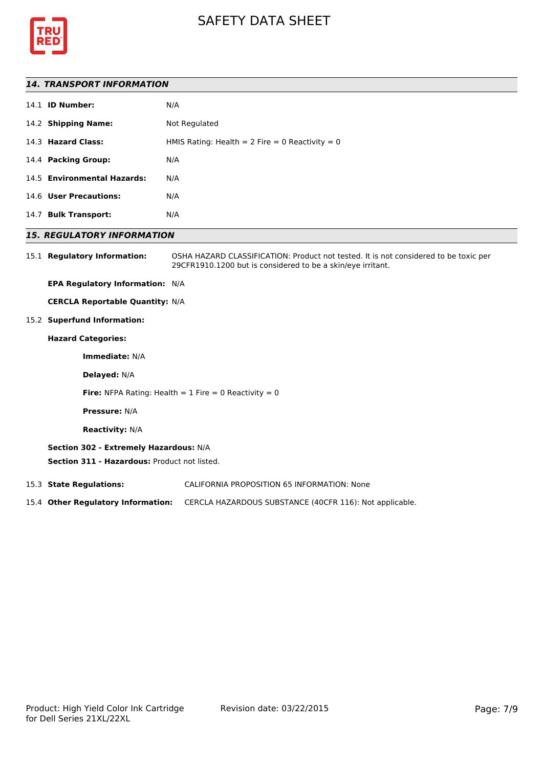## *14. TRANSPORT INFORMATION*

14.1 **ID Number:** N/A

14.2 **Shipping Name:** Not Regulated

14.3 **Hazard Class:** HMIS Rating: Health = 2 Fire = 0 Reactivity = 0

14.4 **Packing Group:** N/A

14.5 **Environmental Hazards:** N/A

14.6 **User Precautions:** N/A

14.7 **Bulk Transport:** N/A

## *15. REGULATORY INFORMATION*

15.1 **Regulatory Information:** OSHA HAZARD CLASSIFICATION: Product not tested. It is not considered to be toxic per 29CFR1910.1200 but is considered to be a skin/eye irritant.

**EPA Regulatory Information:** N/A

**CERCLA Reportable Quantity:** N/A

15.2 **Superfund Information:**

**Hazard Categories:**

**Immediate:** N/A

**Delayed:** N/A

**Fire:** NFPA Rating: Health = 1 Fire = 0 Reactivity = 0

**Pressure:** N/A

**Reactivity:** N/A

**Section 302 - Extremely Hazardous:** N/A

**Section 311 - Hazardous:** Product not listed.

15.3 **State Regulations:** CALIFORNIA PROPOSITION 65 INFORMATION: None

15.4 **Other Regulatory Information:** CERCLA HAZARDOUS SUBSTANCE (40CFR 116): Not applicable.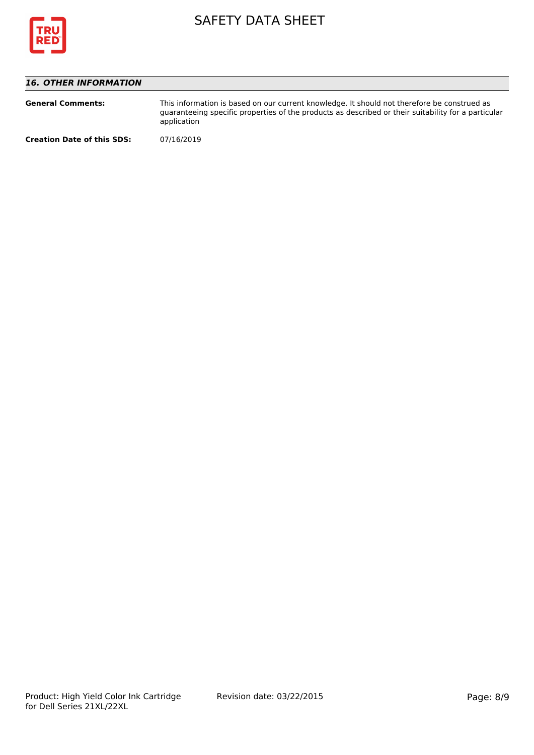## *16. OTHER INFORMATION*

**General Comments:** This information is based on our current knowledge. It should not therefore be construed as guaranteeing specific properties of the products as described or their suitability for a particular application

**Creation Date of this SDS:** 07/16/2019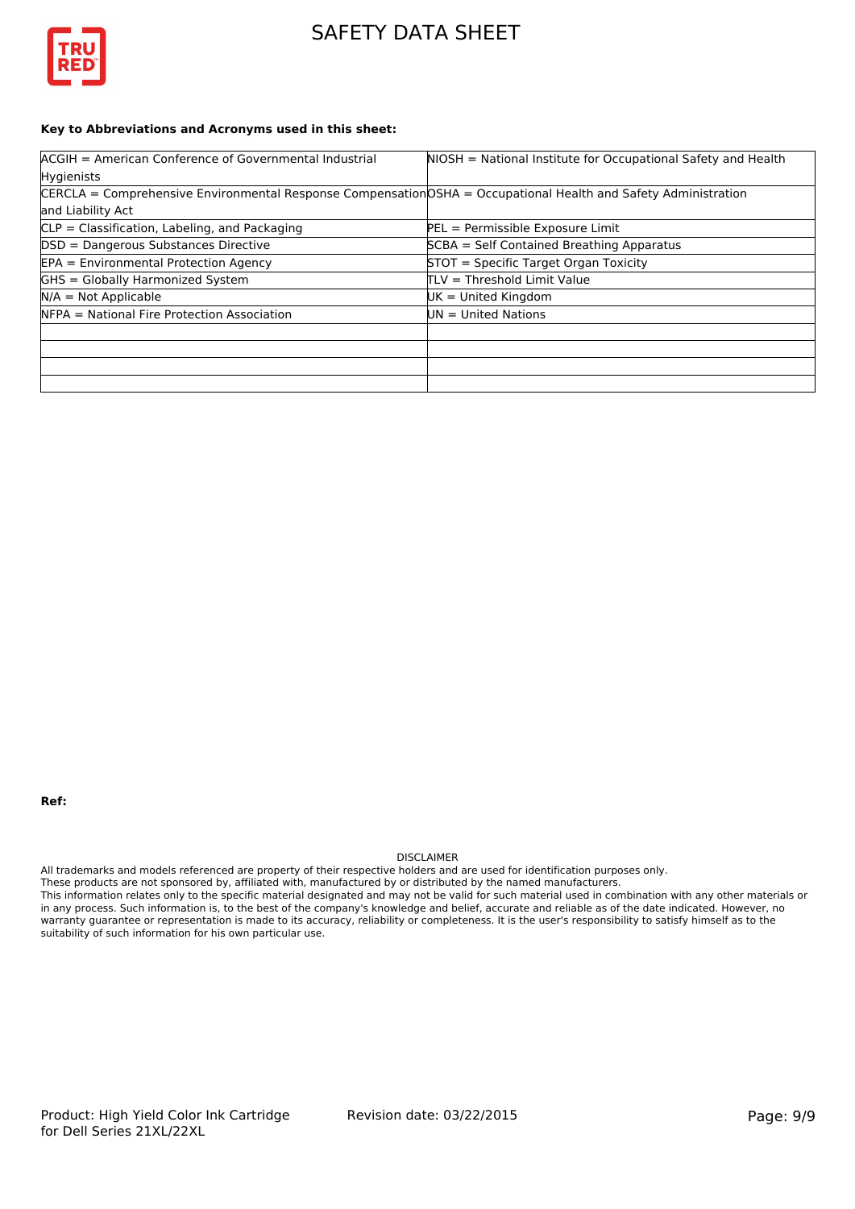**Key to Abbreviations and Acronyms used in this sheet:**

| | |
|---|---|
| ACGIH = American Conference of Governmental Industrial Hygienists | NIOSH = National Institute for Occupational Safety and Health |
| CERCLA = Comprehensive Environmental Response Compensation and Liability Act | OSHA = Occupational Health and Safety Administration |
| CLP = Classification, Labeling, and Packaging | PEL = Permissible Exposure Limit |
| DSD = Dangerous Substances Directive | SCBA = Self Contained Breathing Apparatus |
| EPA = Environmental Protection Agency | STOT = Specific Target Organ Toxicity |
| GHS = Globally Harmonized System | TLV = Threshold Limit Value |
| N/A = Not Applicable | UK = United Kingdom |
| NFPA = National Fire Protection Association | UN = United Nations |
| | |
| | |
| | |
| | |

**Ref:**

DISCLAIMER

All trademarks and models referenced are property of their respective holders and are used for identification purposes only.
These products are not sponsored by, affiliated with, manufactured by or distributed by the named manufacturers.
This information relates only to the specific material designated and may not be valid for such material used in combination with any other materials or in any process. Such information is, to the best of the company's knowledge and belief, accurate and reliable as of the date indicated. However, no warranty guarantee or representation is made to its accuracy, reliability or completeness. It is the user's responsibility to satisfy himself as to the suitability of such information for his own particular use.